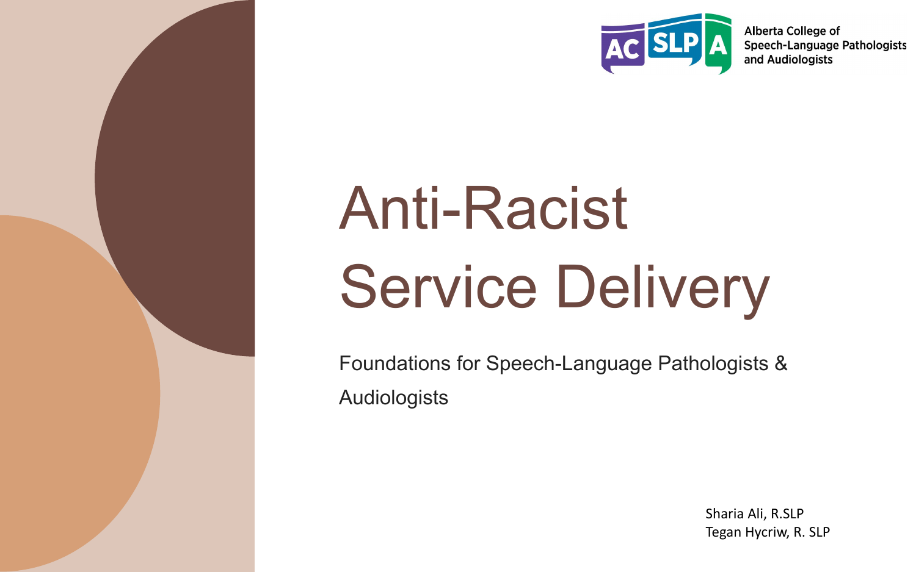Alberta College of Speech-Language Pathologists and Audiologists

# Anti-Racist Service Delivery

Foundations for Speech-Language Pathologists & Audiologists

Sharia Ali, R.SLP
Tegan Hycriw, R. SLP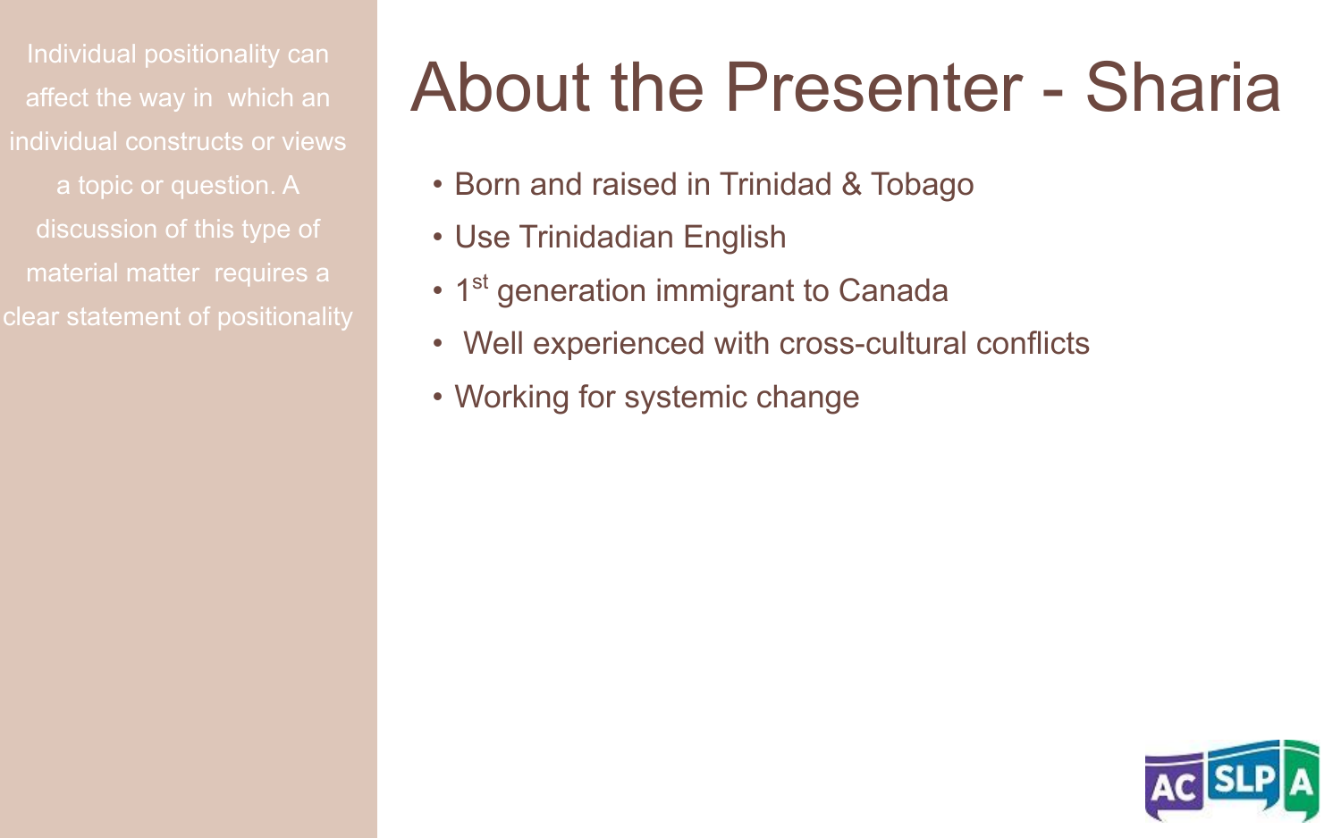Individual positionality can affect the way in which an individual constructs or views a topic or question. A discussion of this type of material matter requires a clear statement of positionality

# About the Presenter - Sharia

- Born and raised in Trinidad & Tobago
- Use Trinidadian English
- 1st generation immigrant to Canada
- Well experienced with cross-cultural conflicts
- Working for systemic change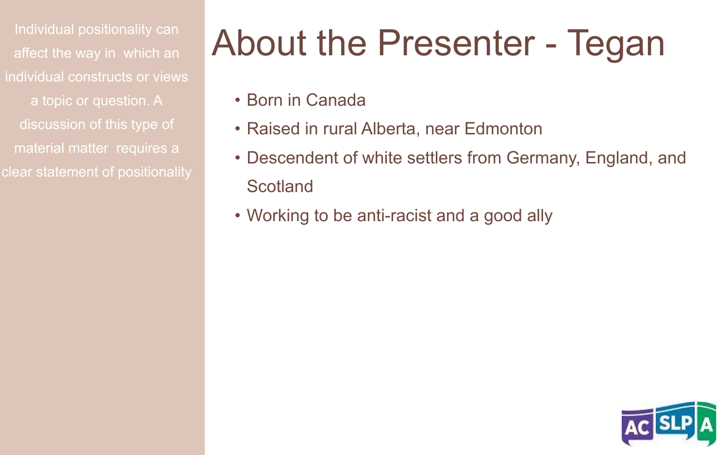Individual positionality can affect the way in which an individual constructs or views a topic or question. A discussion of this type of material matter requires a clear statement of positionality

# About the Presenter - Tegan

- Born in Canada
- Raised in rural Alberta, near Edmonton
- Descendent of white settlers from Germany, England, and Scotland
- Working to be anti-racist and a good ally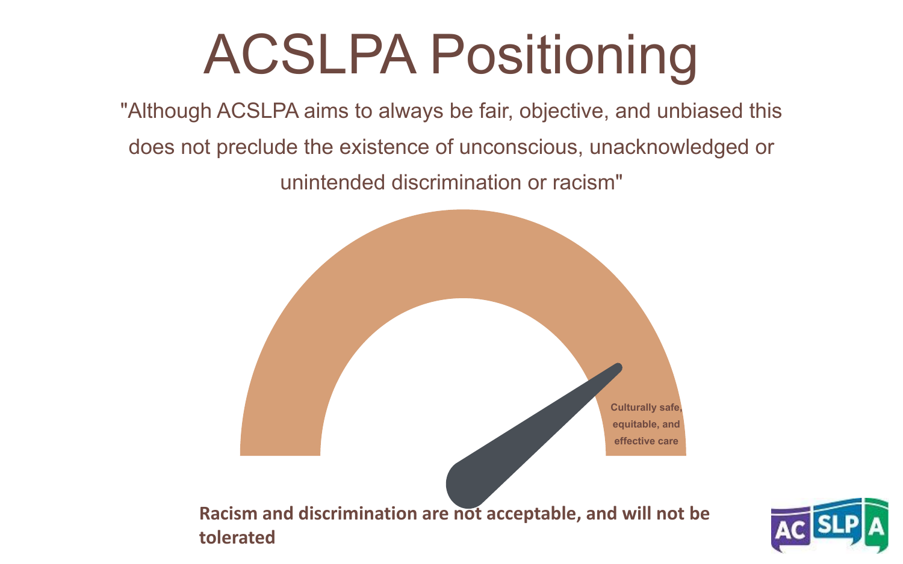# ACSLPA Positioning

"Although ACSLPA aims to always be fair, objective, and unbiased this does not preclude the existence of unconscious, unacknowledged or unintended discrimination or racism"

Culturally safe, equitable, and effective care

**Racism and discrimination are not acceptable, and will not be tolerated**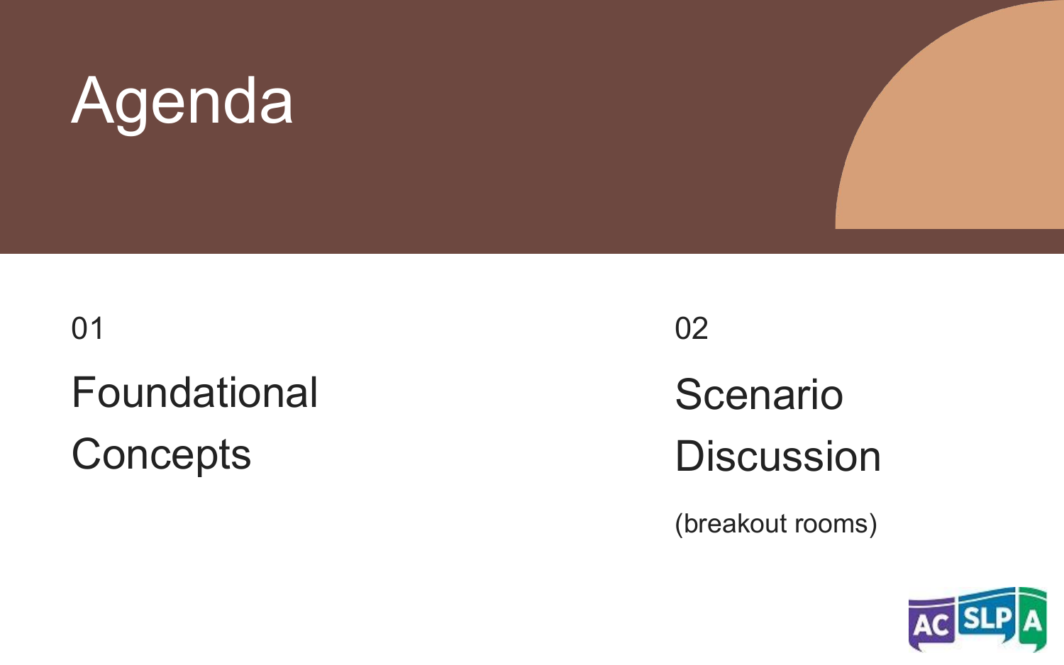# Agenda

01

## Foundational Concepts

02

## Scenario Discussion

(breakout rooms)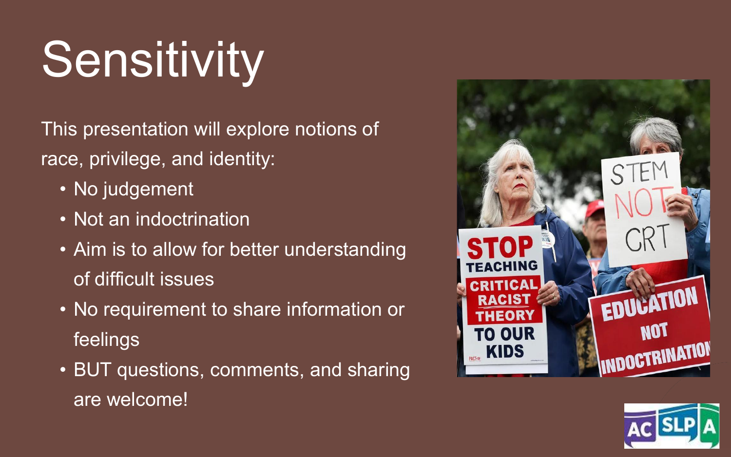# Sensitivity

This presentation will explore notions of race, privilege, and identity:

- No judgement
- Not an indoctrination
- Aim is to allow for better understanding of difficult issues
- No requirement to share information or feelings
- BUT questions, comments, and sharing are welcome!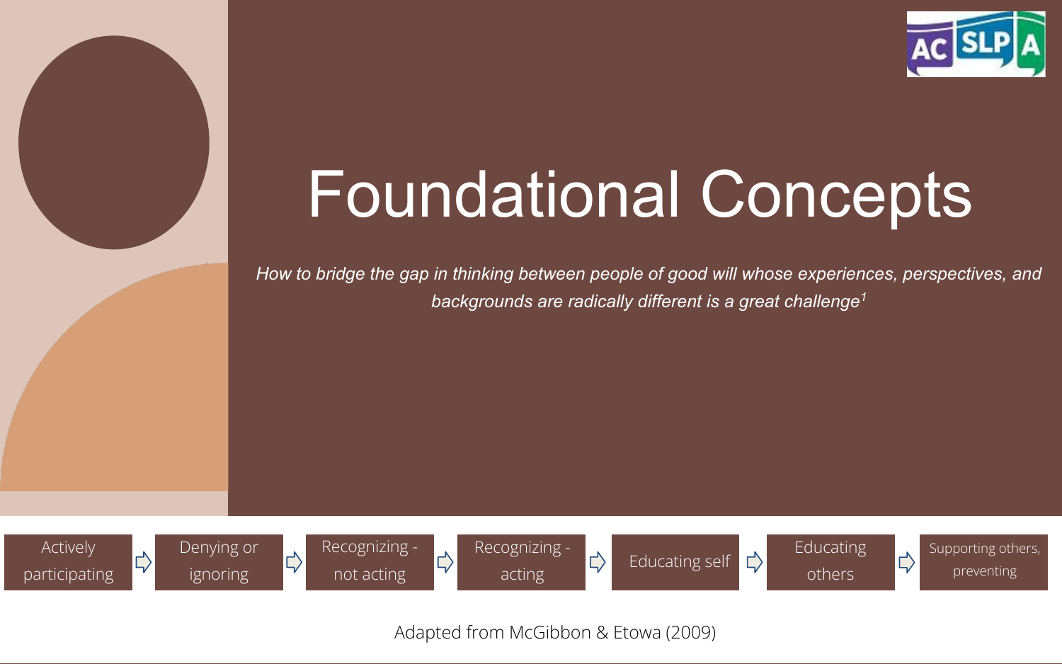# Foundational Concepts

*How to bridge the gap in thinking between people of good will whose experiences, perspectives, and backgrounds are radically different is a great challenge*[1]

Actively participating → Denying or ignoring → Recognizing - not acting → Recognizing - acting → Educating self → Educating others → Supporting others, preventing

Adapted from McGibbon & Etowa (2009)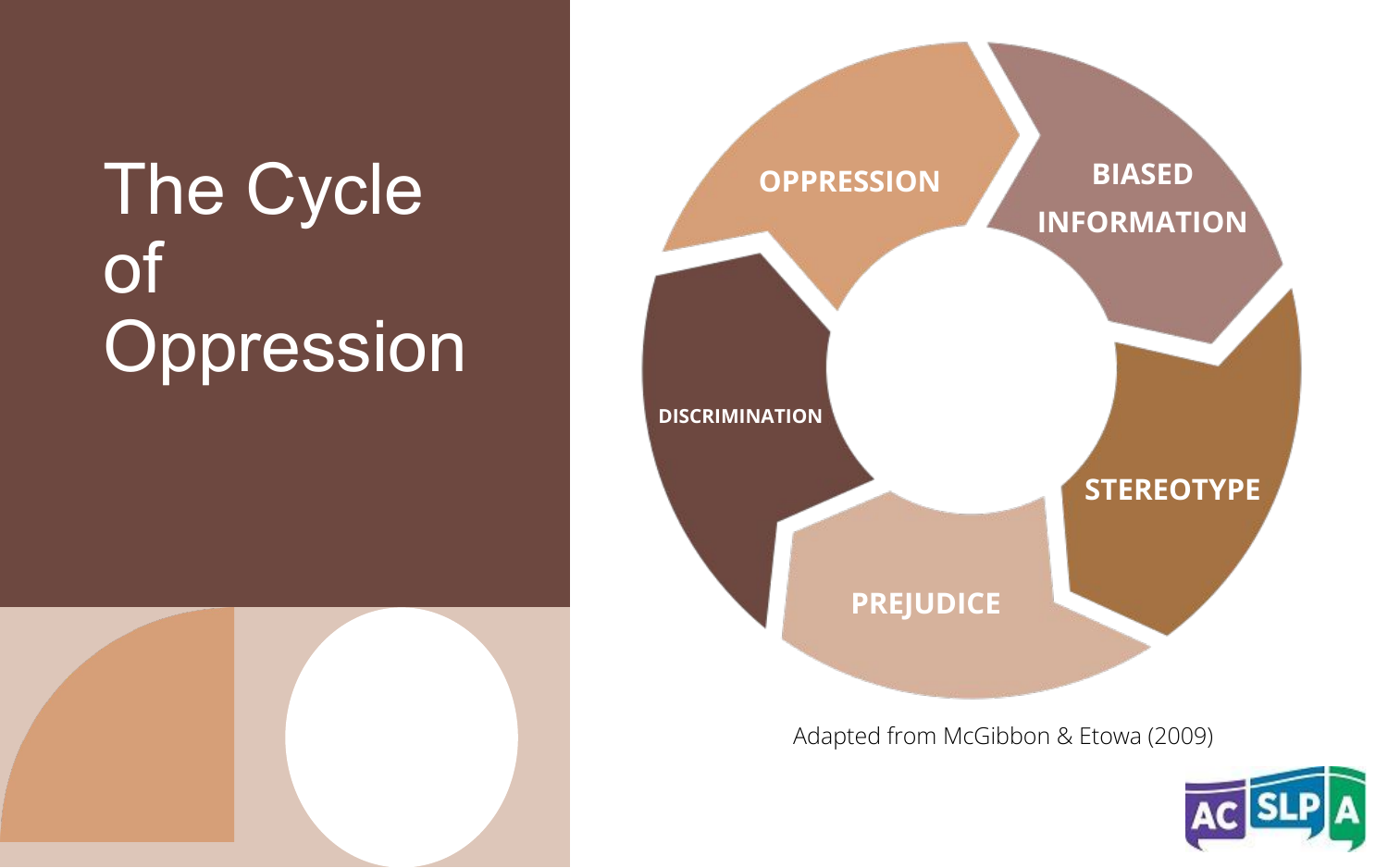# The Cycle of Oppression

- OPPRESSION
- BIASED INFORMATION
- STEREOTYPE
- PREJUDICE
- DISCRIMINATION

Adapted from McGibbon & Etowa (2009)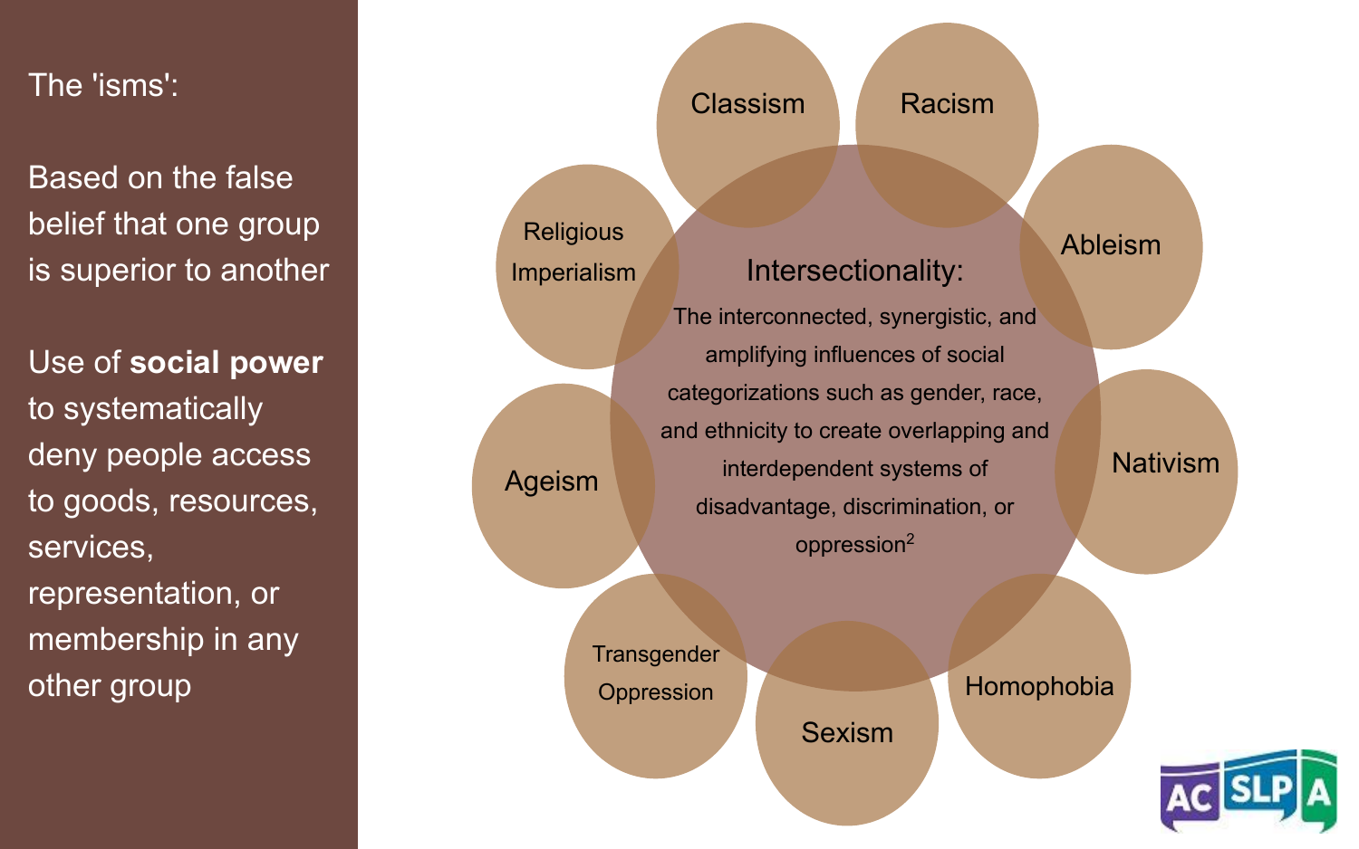The 'isms':

Based on the false belief that one group is superior to another

Use of **social power** to systematically deny people access to goods, resources, services, representation, or membership in any other group

Classism

Racism

Ableism

Nativism

Homophobia

Sexism

Transgender Oppression

Ageism

Religious Imperialism

**Intersectionality:**

The interconnected, synergistic, and amplifying influences of social categorizations such as gender, race, and ethnicity to create overlapping and interdependent systems of disadvantage, discrimination, or oppression[2]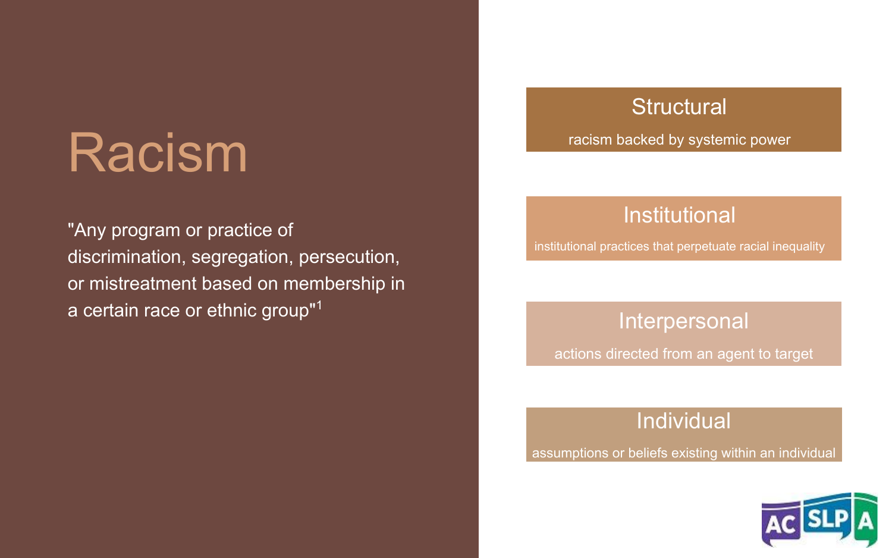# Racism

"Any program or practice of discrimination, segregation, persecution, or mistreatment based on membership in a certain race or ethnic group"[1]

### Structural

racism backed by systemic power

### Institutional

institutional practices that perpetuate racial inequality

### Interpersonal

actions directed from an agent to target

### Individual

assumptions or beliefs existing within an individual

ACSLPA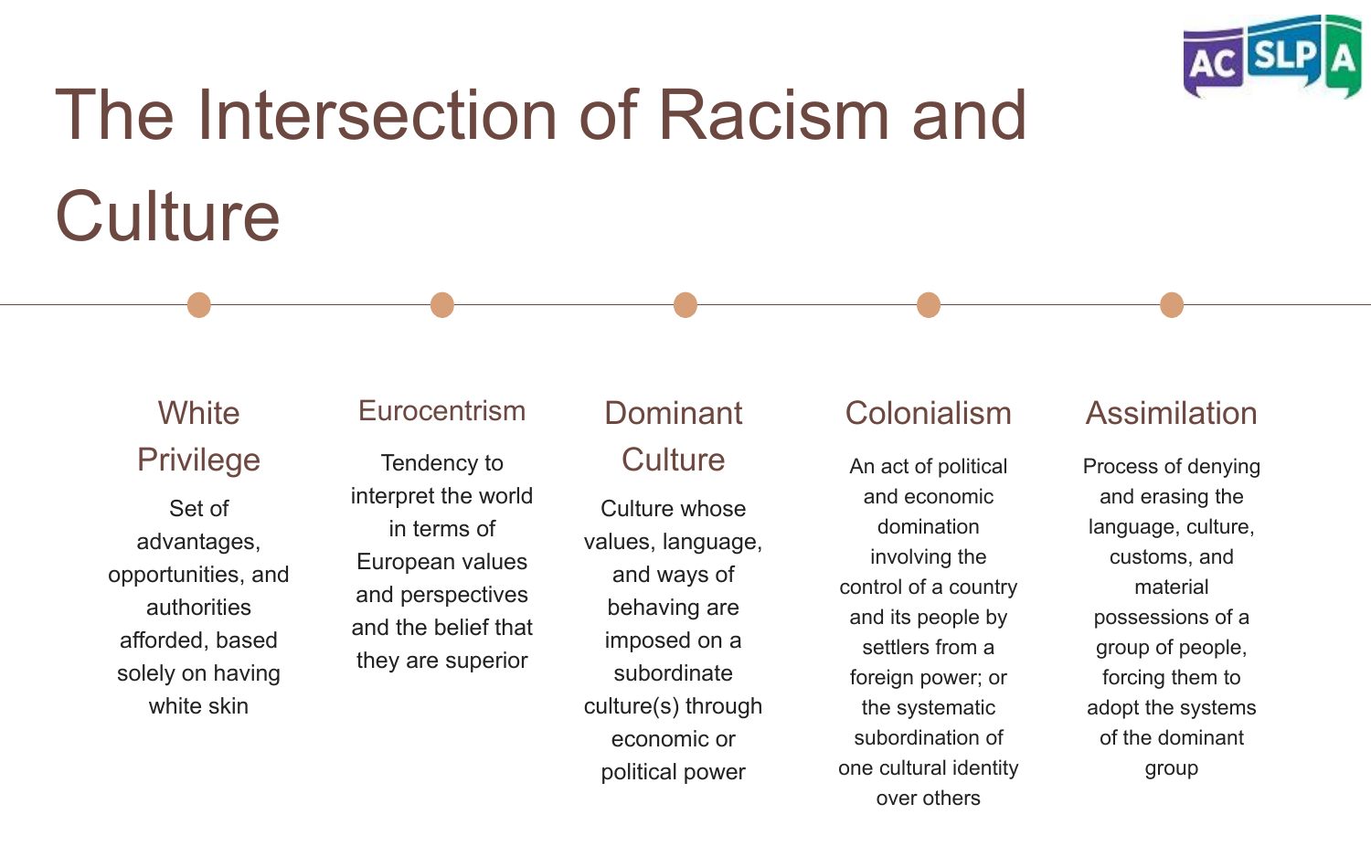# The Intersection of Racism and Culture

## White Privilege

Set of advantages, opportunities, and authorities afforded, based solely on having white skin

## Eurocentrism

Tendency to interpret the world in terms of European values and perspectives and the belief that they are superior

## Dominant Culture

Culture whose values, language, and ways of behaving are imposed on a subordinate culture(s) through economic or political power

## Colonialism

An act of political and economic domination involving the control of a country and its people by settlers from a foreign power; or the systematic subordination of one cultural identity over others

## Assimilation

Process of denying and erasing the language, culture, customs, and material possessions of a group of people, forcing them to adopt the systems of the dominant group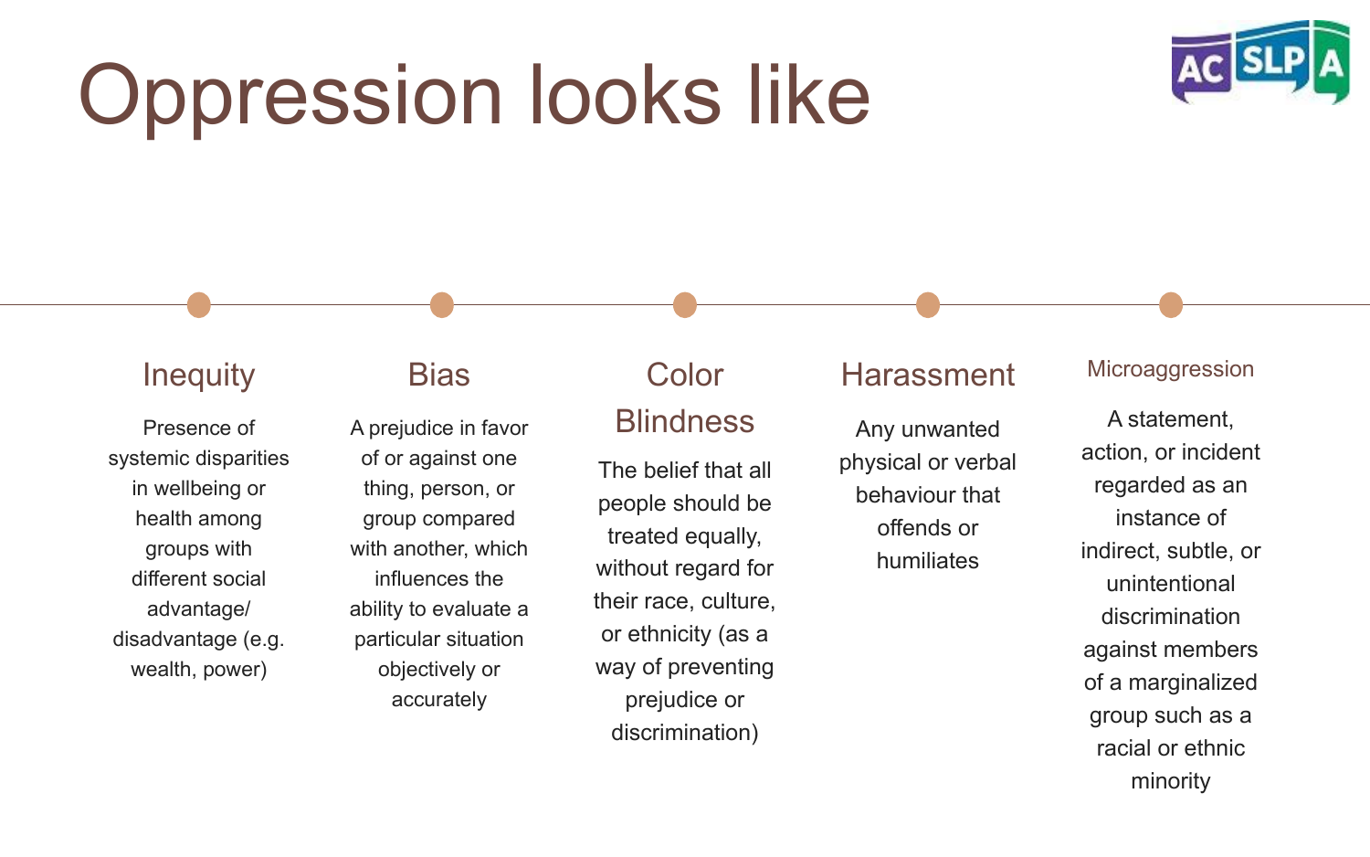# Oppression looks like

### Inequity

Presence of systemic disparities in wellbeing or health among groups with different social advantage/ disadvantage (e.g. wealth, power)

### Bias

A prejudice in favor of or against one thing, person, or group compared with another, which influences the ability to evaluate a particular situation objectively or accurately

### Color Blindness

The belief that all people should be treated equally, without regard for their race, culture, or ethnicity (as a way of preventing prejudice or discrimination)

### Harassment

Any unwanted physical or verbal behaviour that offends or humiliates

### Microaggression

A statement, action, or incident regarded as an instance of indirect, subtle, or unintentional discrimination against members of a marginalized group such as a racial or ethnic minority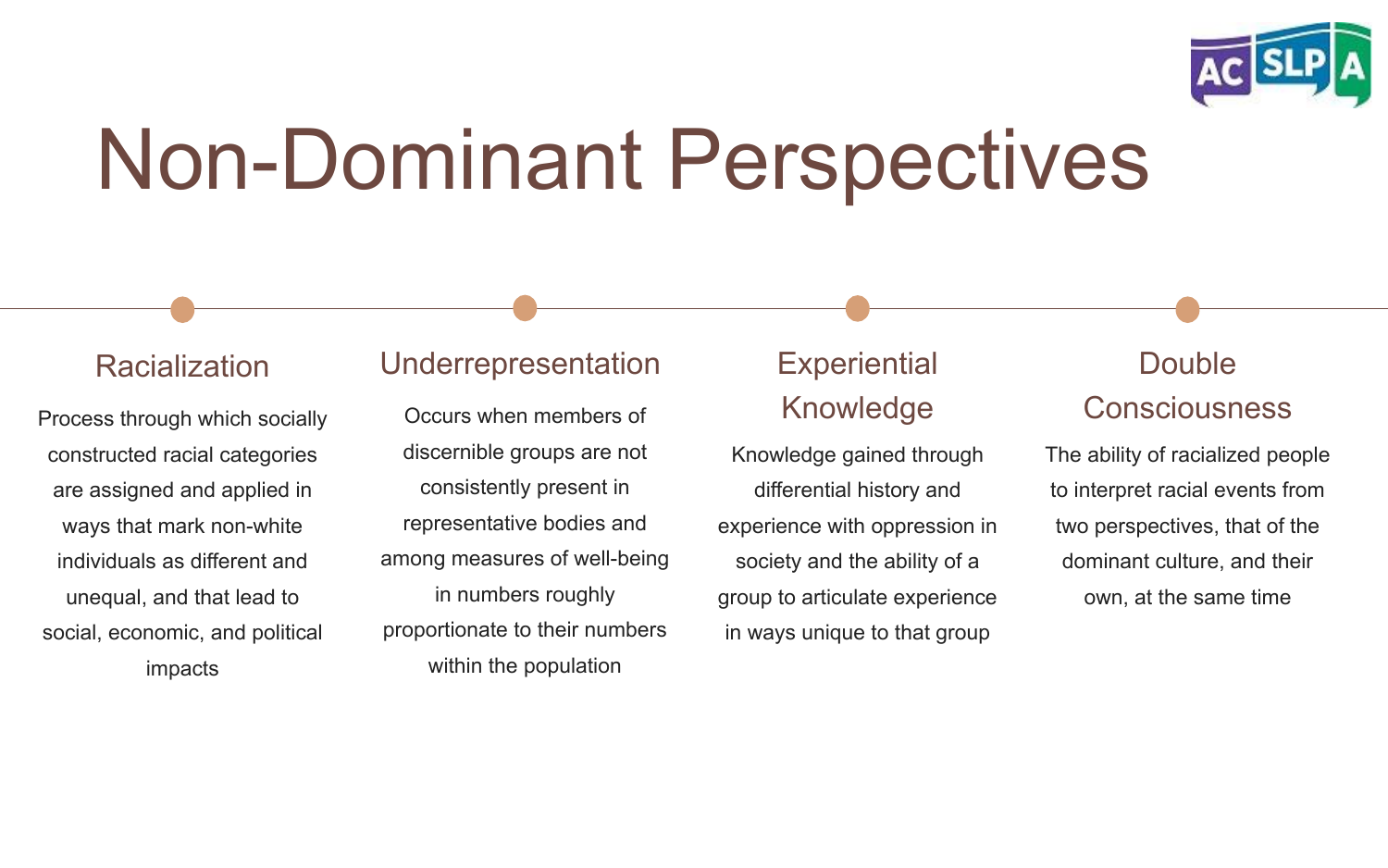# Non-Dominant Perspectives

## Racialization

Process through which socially constructed racial categories are assigned and applied in ways that mark non-white individuals as different and unequal, and that lead to social, economic, and political impacts

## Underrepresentation

Occurs when members of discernible groups are not consistently present in representative bodies and among measures of well-being in numbers roughly proportionate to their numbers within the population

## Experiential Knowledge

Knowledge gained through differential history and experience with oppression in society and the ability of a group to articulate experience in ways unique to that group

## Double Consciousness

The ability of racialized people to interpret racial events from two perspectives, that of the dominant culture, and their own, at the same time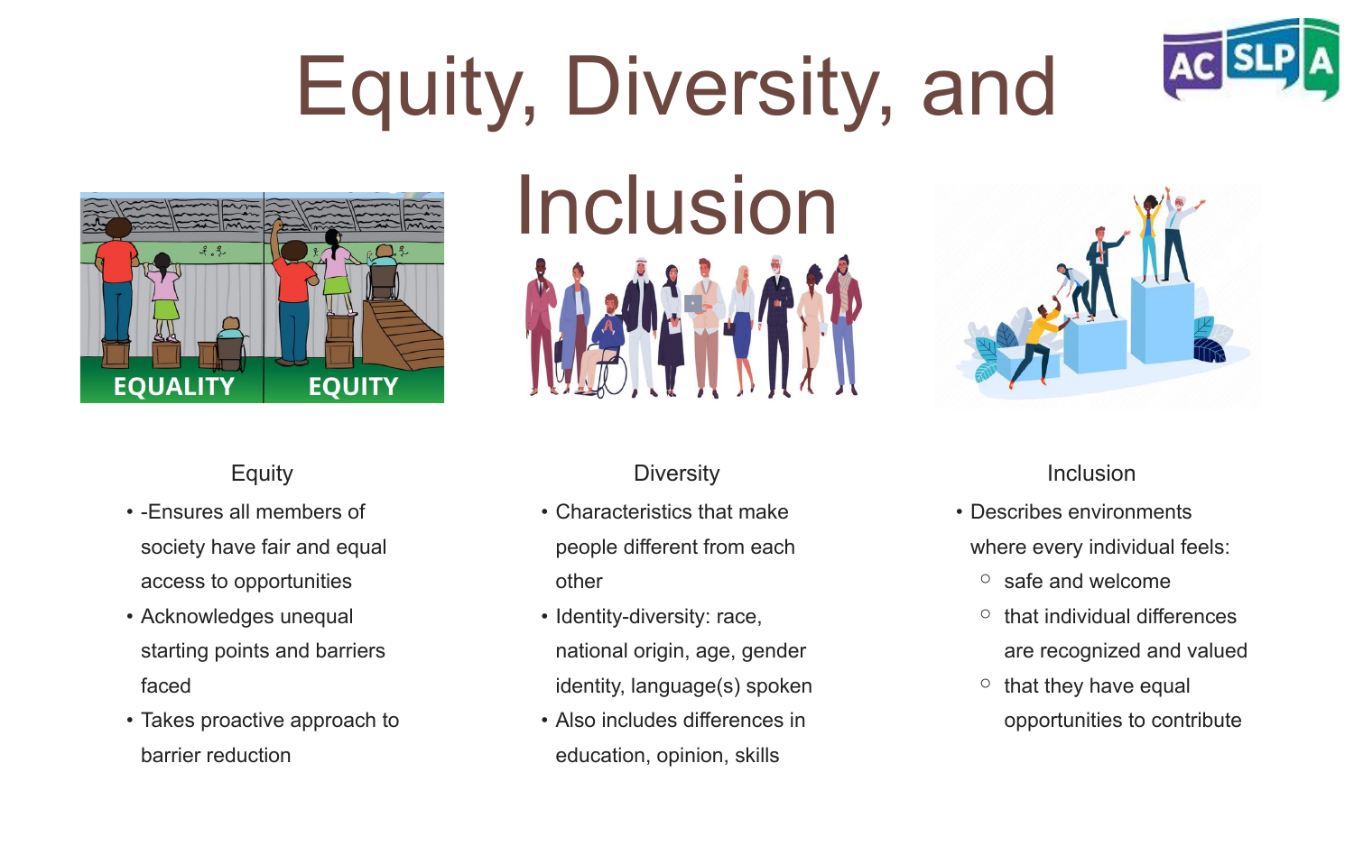# Equity, Diversity, and Inclusion

### Equity

- -Ensures all members of society have fair and equal access to opportunities
- Acknowledges unequal starting points and barriers faced
- Takes proactive approach to barrier reduction

### Diversity

- Characteristics that make people different from each other
- Identity-diversity: race, national origin, age, gender identity, language(s) spoken
- Also includes differences in education, opinion, skills

### Inclusion

- Describes environments where every individual feels:
  - safe and welcome
  - that individual differences are recognized and valued
  - that they have equal opportunities to contribute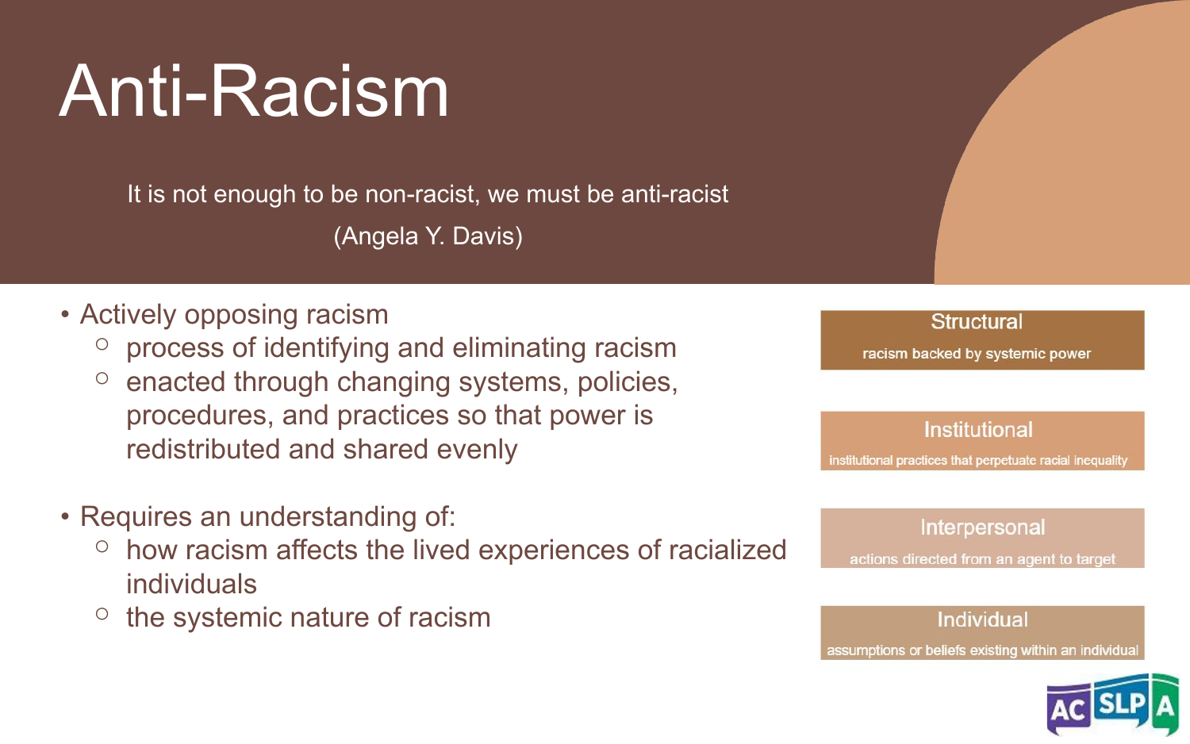# Anti-Racism

It is not enough to be non-racist, we must be anti-racist

(Angela Y. Davis)

- Actively opposing racism
  - process of identifying and eliminating racism
  - enacted through changing systems, policies, procedures, and practices so that power is redistributed and shared evenly
- Requires an understanding of:
  - how racism affects the lived experiences of racialized individuals
  - the systemic nature of racism

**Structural**

racism backed by systemic power

**Institutional**

institutional practices that perpetuate racial inequality

**Interpersonal**

actions directed from an agent to target

**Individual**

assumptions or beliefs existing within an individual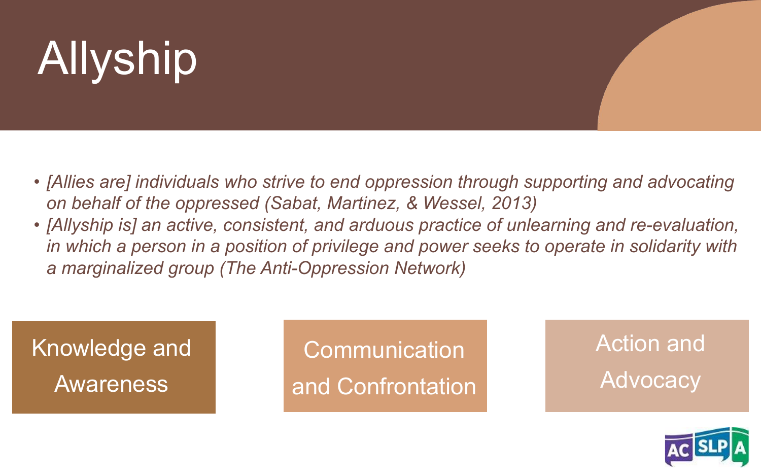# Allyship

- *[Allies are] individuals who strive to end oppression through supporting and advocating on behalf of the oppressed (Sabat, Martinez, & Wessel, 2013)*
- *[Allyship is] an active, consistent, and arduous practice of unlearning and re-evaluation, in which a person in a position of privilege and power seeks to operate in solidarity with a marginalized group (The Anti-Oppression Network)*

Knowledge and Awareness

Communication and Confrontation

Action and Advocacy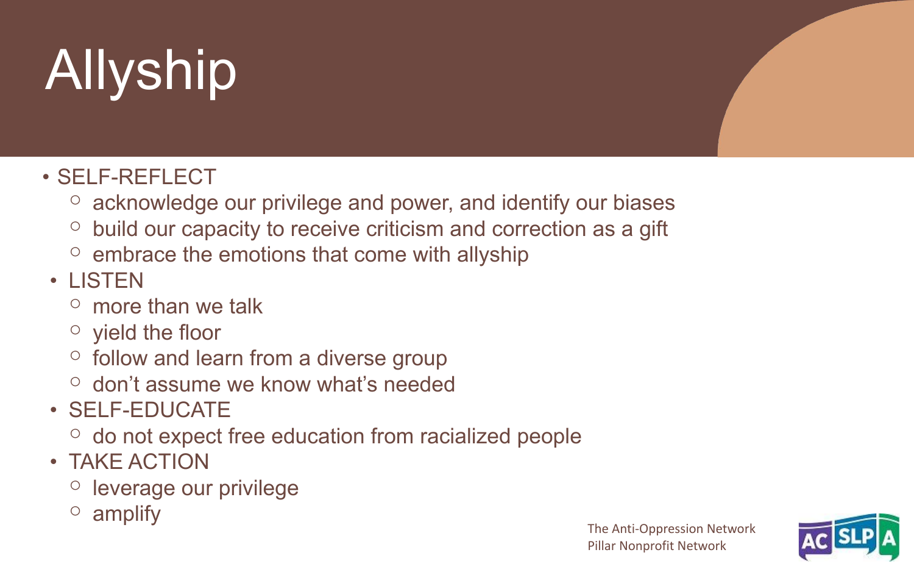# Allyship

- SELF-REFLECT
  - acknowledge our privilege and power, and identify our biases
  - build our capacity to receive criticism and correction as a gift
  - embrace the emotions that come with allyship
- LISTEN
  - more than we talk
  - yield the floor
  - follow and learn from a diverse group
  - don't assume we know what's needed
- SELF-EDUCATE
  - do not expect free education from racialized people
- TAKE ACTION
  - leverage our privilege
  - amplify

The Anti-Oppression Network
Pillar Nonprofit Network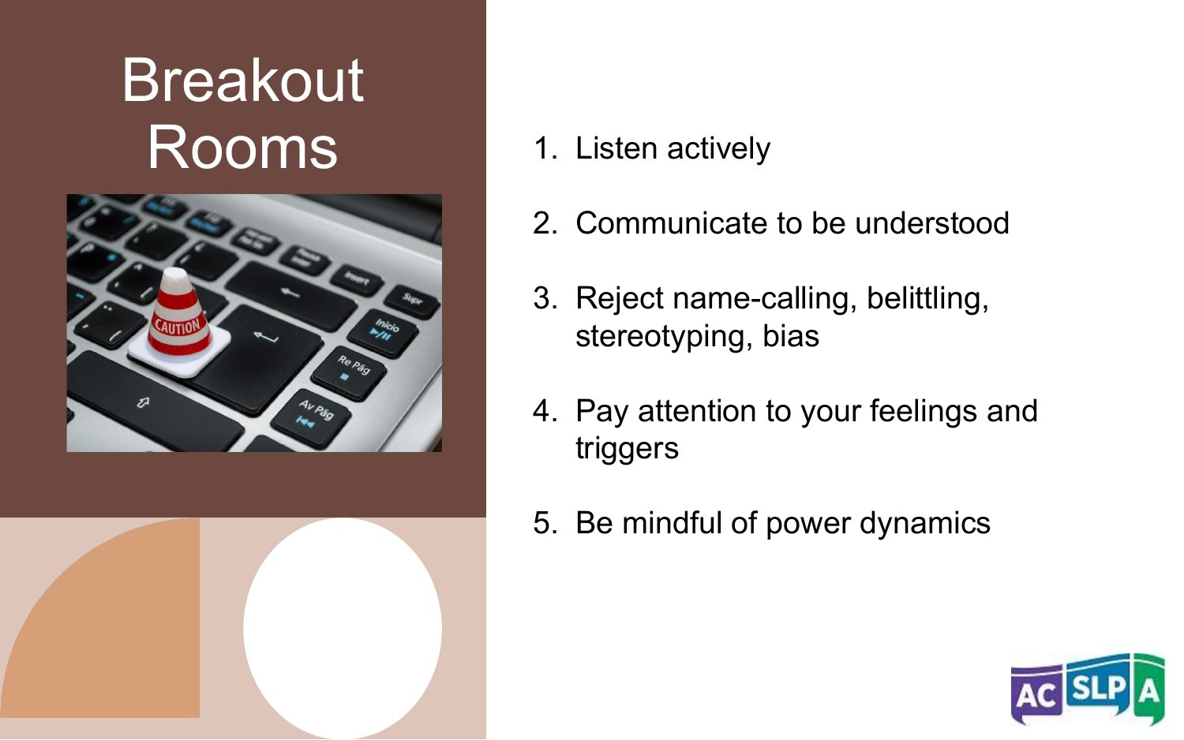# Breakout Rooms

1. Listen actively
2. Communicate to be understood
3. Reject name-calling, belittling, stereotyping, bias
4. Pay attention to your feelings and triggers
5. Be mindful of power dynamics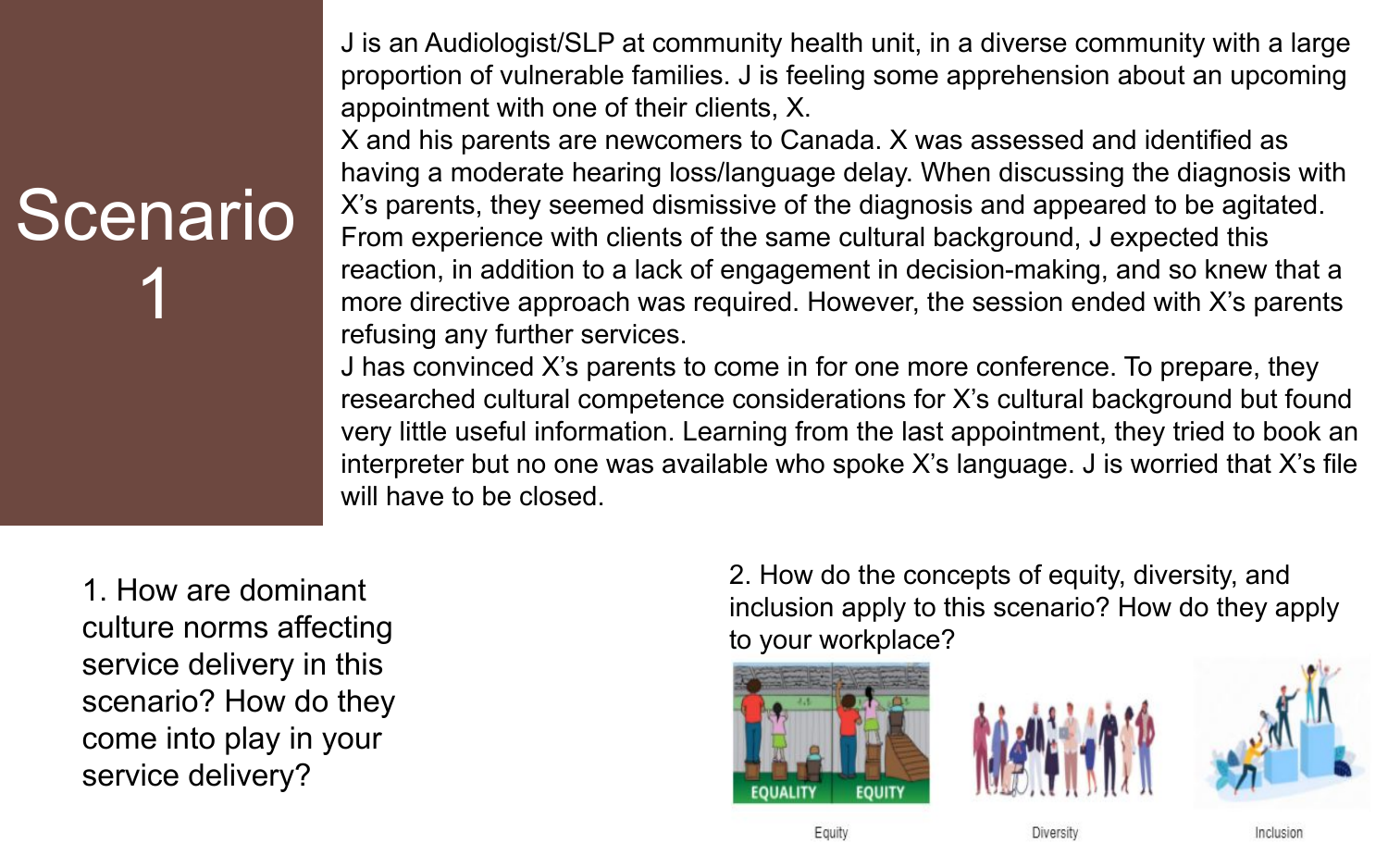# Scenario 1

J is an Audiologist/SLP at community health unit, in a diverse community with a large proportion of vulnerable families. J is feeling some apprehension about an upcoming appointment with one of their clients, X.

X and his parents are newcomers to Canada. X was assessed and identified as having a moderate hearing loss/language delay. When discussing the diagnosis with X's parents, they seemed dismissive of the diagnosis and appeared to be agitated. From experience with clients of the same cultural background, J expected this reaction, in addition to a lack of engagement in decision-making, and so knew that a more directive approach was required. However, the session ended with X's parents refusing any further services.

J has convinced X's parents to come in for one more conference. To prepare, they researched cultural competence considerations for X's cultural background but found very little useful information. Learning from the last appointment, they tried to book an interpreter but no one was available who spoke X's language. J is worried that X's file will have to be closed.

1. How are dominant culture norms affecting service delivery in this scenario? How do they come into play in your service delivery?

2. How do the concepts of equity, diversity, and inclusion apply to this scenario? How do they apply to your workplace?

EQUALITY EQUITY

Equity

Diversity

Inclusion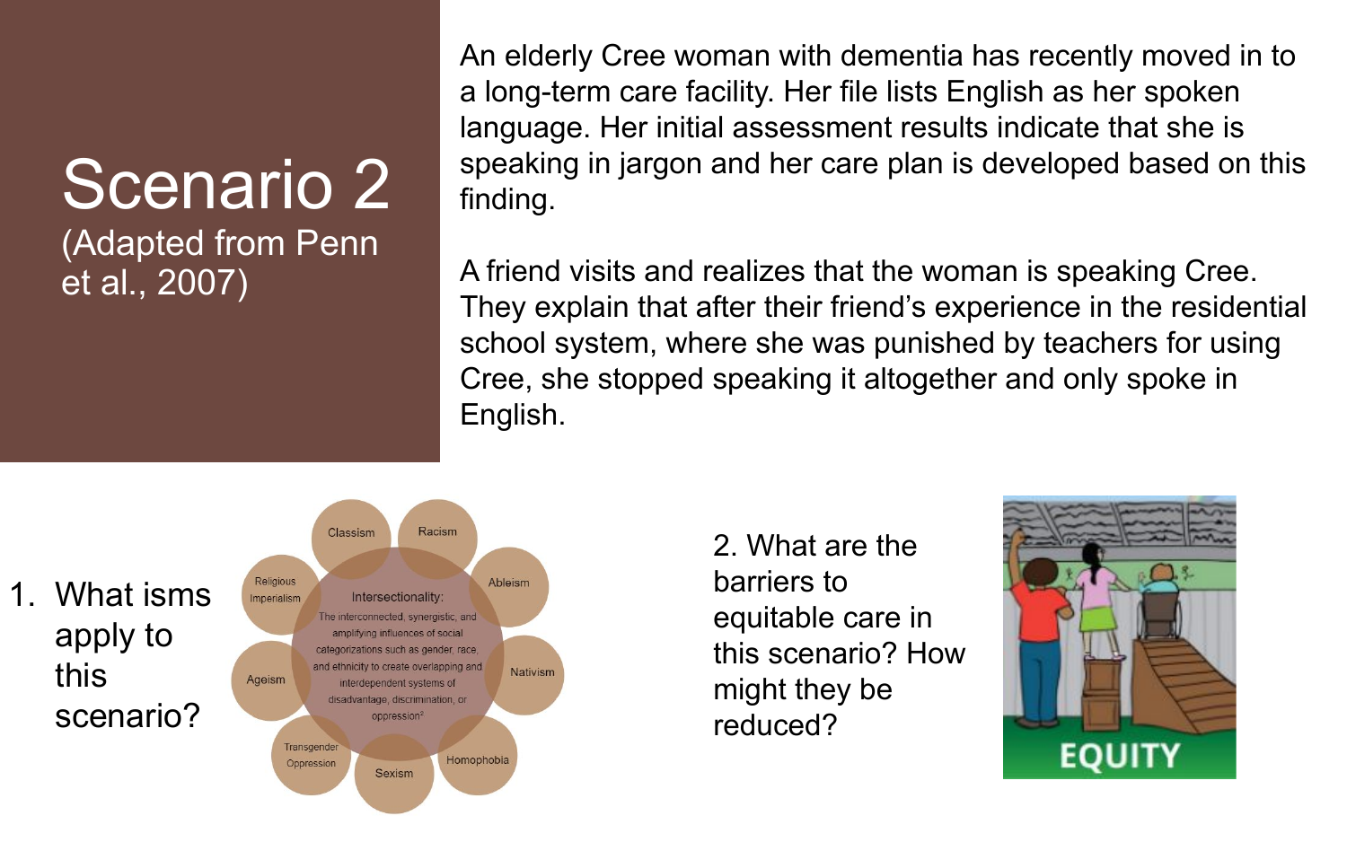# Scenario 2

(Adapted from Penn et al., 2007)

An elderly Cree woman with dementia has recently moved in to a long-term care facility. Her file lists English as her spoken language. Her initial assessment results indicate that she is speaking in jargon and her care plan is developed based on this finding.

A friend visits and realizes that the woman is speaking Cree. They explain that after their friend's experience in the residential school system, where she was punished by teachers for using Cree, she stopped speaking it altogether and only spoke in English.

1. What isms apply to this scenario?

Classism, Racism, Ableism, Nativism, Homophobia, Sexism, Transgender Oppression, Ageism, Religious Imperialism

Intersectionality: The interconnected, synergistic, and amplifying influences of social categorizations such as gender, race, and ethnicity to create overlapping and interdependent systems of disadvantage, discrimination, or oppression[2]

2. What are the barriers to equitable care in this scenario? How might they be reduced?

EQUITY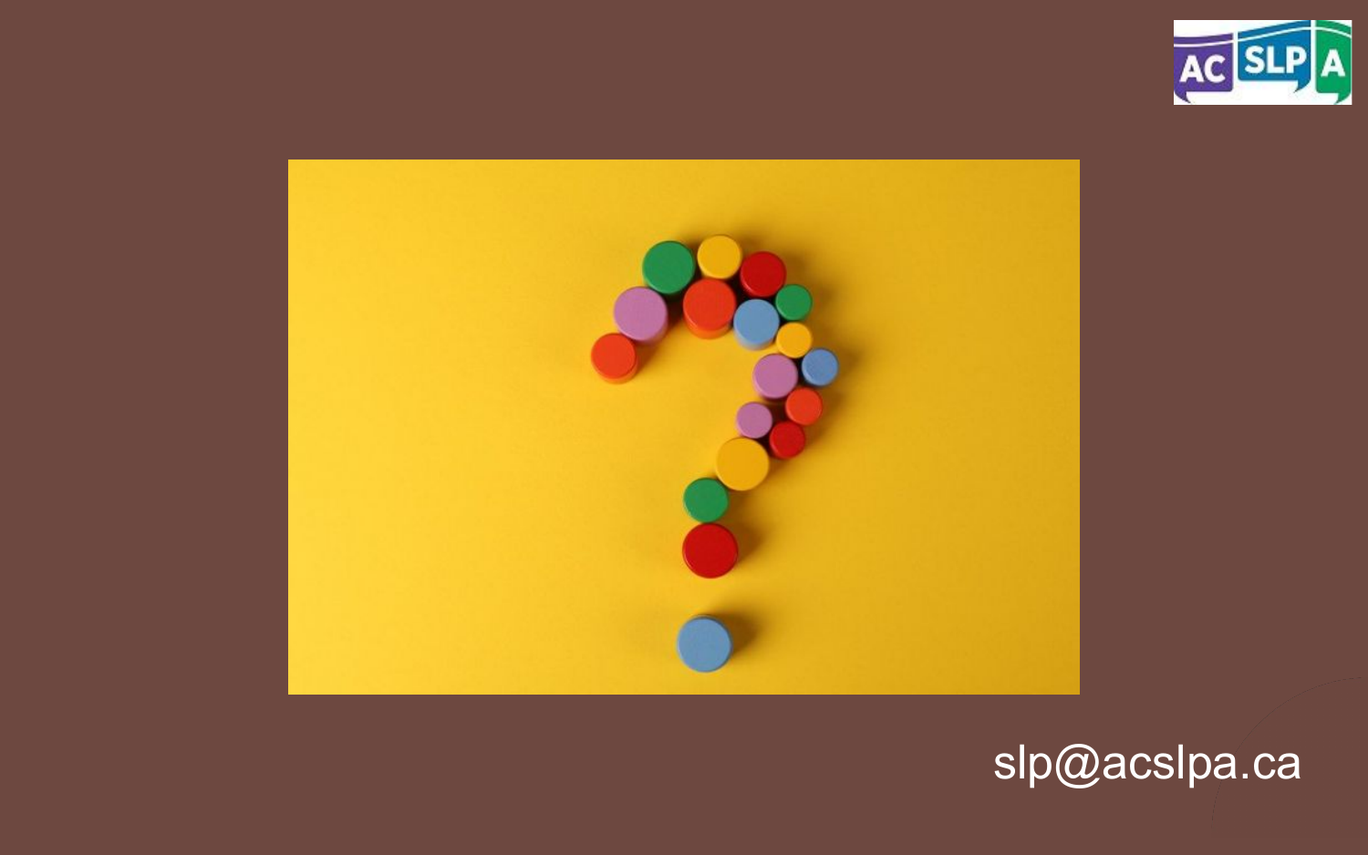slp@acslpa.ca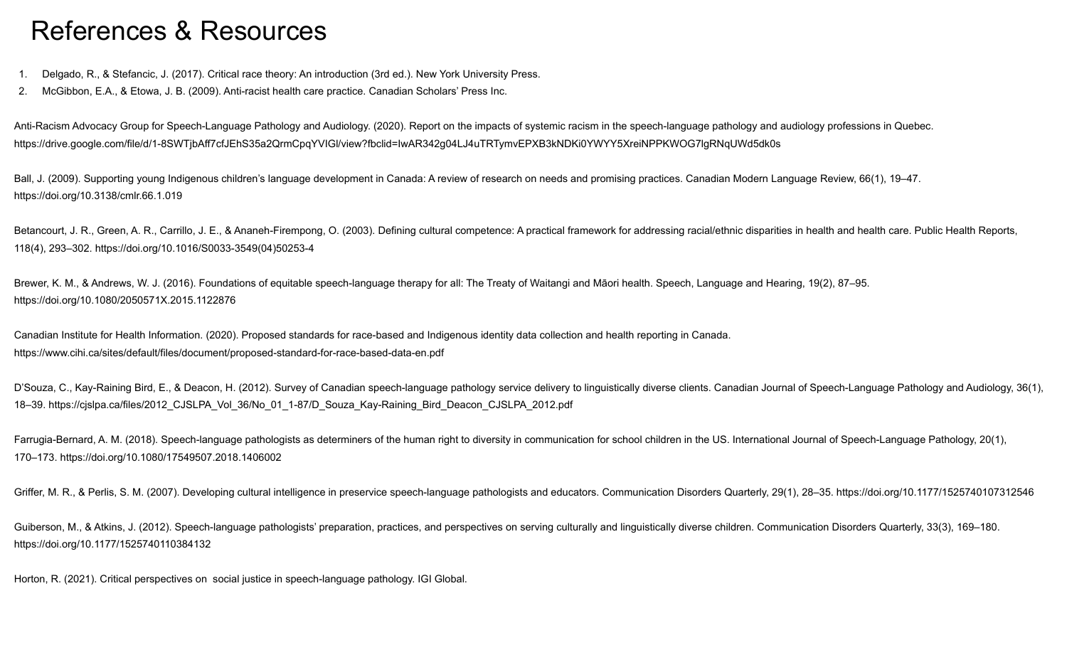# References & Resources

1. Delgado, R., & Stefancic, J. (2017). Critical race theory: An introduction (3rd ed.). New York University Press.
2. McGibbon, E.A., & Etowa, J. B. (2009). Anti-racist health care practice. Canadian Scholars' Press Inc.

Anti-Racism Advocacy Group for Speech-Language Pathology and Audiology. (2020). Report on the impacts of systemic racism in the speech-language pathology and audiology professions in Quebec. https://drive.google.com/file/d/1-8SWTjbAff7cfJEhS35a2QrmCpqYVIGl/view?fbclid=IwAR342g04LJ4uTRTymvEPXB3kNDKi0YWYY5XreiNPPKWOG7lgRNqUWd5dk0s

Ball, J. (2009). Supporting young Indigenous children's language development in Canada: A review of research on needs and promising practices. Canadian Modern Language Review, 66(1), 19–47. https://doi.org/10.3138/cmlr.66.1.019

Betancourt, J. R., Green, A. R., Carrillo, J. E., & Ananeh-Firempong, O. (2003). Defining cultural competence: A practical framework for addressing racial/ethnic disparities in health and health care. Public Health Reports, 118(4), 293–302. https://doi.org/10.1016/S0033-3549(04)50253-4

Brewer, K. M., & Andrews, W. J. (2016). Foundations of equitable speech-language therapy for all: The Treaty of Waitangi and Māori health. Speech, Language and Hearing, 19(2), 87–95. https://doi.org/10.1080/2050571X.2015.1122876

Canadian Institute for Health Information. (2020). Proposed standards for race-based and Indigenous identity data collection and health reporting in Canada. https://www.cihi.ca/sites/default/files/document/proposed-standard-for-race-based-data-en.pdf

D'Souza, C., Kay-Raining Bird, E., & Deacon, H. (2012). Survey of Canadian speech-language pathology service delivery to linguistically diverse clients. Canadian Journal of Speech-Language Pathology and Audiology, 36(1), 18–39. https://cjslpa.ca/files/2012_CJSLPA_Vol_36/No_01_1-87/D_Souza_Kay-Raining_Bird_Deacon_CJSLPA_2012.pdf

Farrugia-Bernard, A. M. (2018). Speech-language pathologists as determiners of the human right to diversity in communication for school children in the US. International Journal of Speech-Language Pathology, 20(1), 170–173. https://doi.org/10.1080/17549507.2018.1406002

Griffer, M. R., & Perlis, S. M. (2007). Developing cultural intelligence in preservice speech-language pathologists and educators. Communication Disorders Quarterly, 29(1), 28–35. https://doi.org/10.1177/1525740107312546

Guiberson, M., & Atkins, J. (2012). Speech-language pathologists' preparation, practices, and perspectives on serving culturally and linguistically diverse children. Communication Disorders Quarterly, 33(3), 169–180. https://doi.org/10.1177/1525740110384132

Horton, R. (2021). Critical perspectives on social justice in speech-language pathology. IGI Global.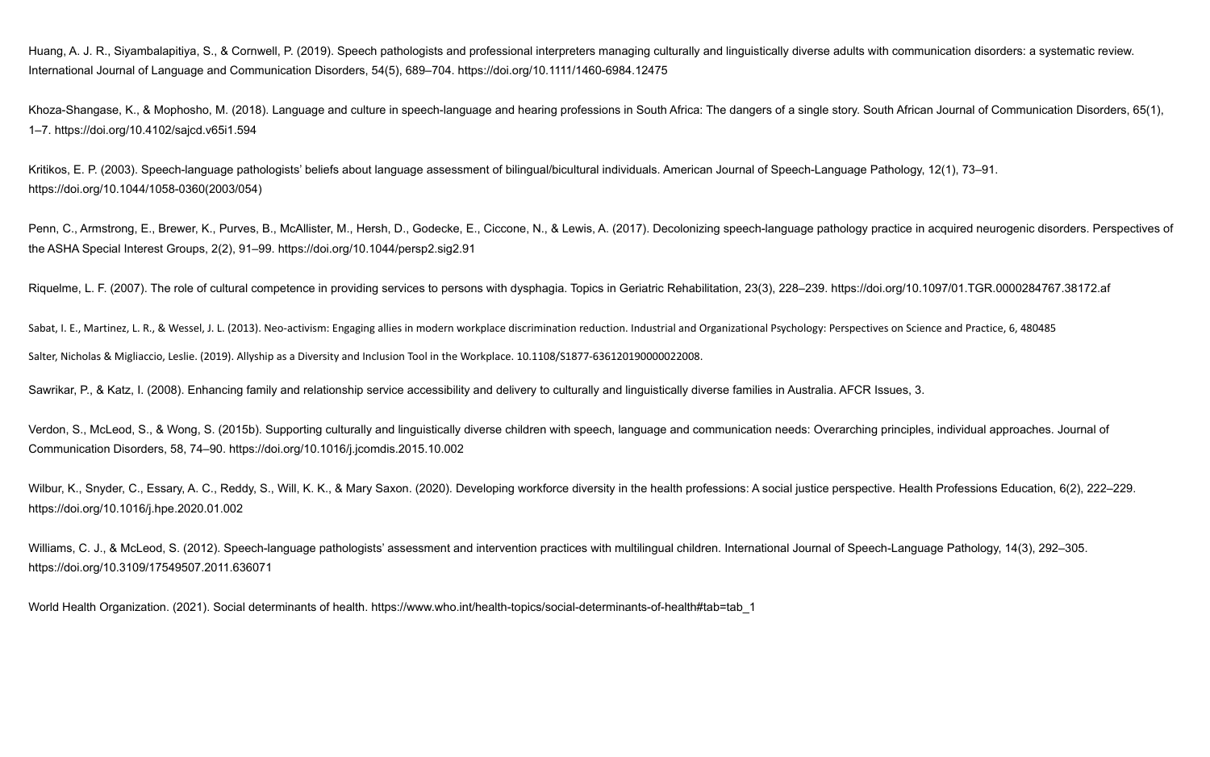Huang, A. J. R., Siyambalapitiya, S., & Cornwell, P. (2019). Speech pathologists and professional interpreters managing culturally and linguistically diverse adults with communication disorders: a systematic review. International Journal of Language and Communication Disorders, 54(5), 689–704. https://doi.org/10.1111/1460-6984.12475

Khoza-Shangase, K., & Mophosho, M. (2018). Language and culture in speech-language and hearing professions in South Africa: The dangers of a single story. South African Journal of Communication Disorders, 65(1), 1–7. https://doi.org/10.4102/sajcd.v65i1.594

Kritikos, E. P. (2003). Speech-language pathologists' beliefs about language assessment of bilingual/bicultural individuals. American Journal of Speech-Language Pathology, 12(1), 73–91. https://doi.org/10.1044/1058-0360(2003/054)

Penn, C., Armstrong, E., Brewer, K., Purves, B., McAllister, M., Hersh, D., Godecke, E., Ciccone, N., & Lewis, A. (2017). Decolonizing speech-language pathology practice in acquired neurogenic disorders. Perspectives of the ASHA Special Interest Groups, 2(2), 91–99. https://doi.org/10.1044/persp2.sig2.91

Riquelme, L. F. (2007). The role of cultural competence in providing services to persons with dysphagia. Topics in Geriatric Rehabilitation, 23(3), 228–239. https://doi.org/10.1097/01.TGR.0000284767.38172.af

Sabat, I. E., Martinez, L. R., & Wessel, J. L. (2013). Neo-activism: Engaging allies in modern workplace discrimination reduction. Industrial and Organizational Psychology: Perspectives on Science and Practice, 6, 480485

Salter, Nicholas & Migliaccio, Leslie. (2019). Allyship as a Diversity and Inclusion Tool in the Workplace. 10.1108/S1877-636120190000022008.

Sawrikar, P., & Katz, I. (2008). Enhancing family and relationship service accessibility and delivery to culturally and linguistically diverse families in Australia. AFCR Issues, 3.

Verdon, S., McLeod, S., & Wong, S. (2015b). Supporting culturally and linguistically diverse children with speech, language and communication needs: Overarching principles, individual approaches. Journal of Communication Disorders, 58, 74–90. https://doi.org/10.1016/j.jcomdis.2015.10.002

Wilbur, K., Snyder, C., Essary, A. C., Reddy, S., Will, K. K., & Mary Saxon. (2020). Developing workforce diversity in the health professions: A social justice perspective. Health Professions Education, 6(2), 222–229. https://doi.org/10.1016/j.hpe.2020.01.002

Williams, C. J., & McLeod, S. (2012). Speech-language pathologists' assessment and intervention practices with multilingual children. International Journal of Speech-Language Pathology, 14(3), 292–305. https://doi.org/10.3109/17549507.2011.636071

World Health Organization. (2021). Social determinants of health. https://www.who.int/health-topics/social-determinants-of-health#tab=tab_1